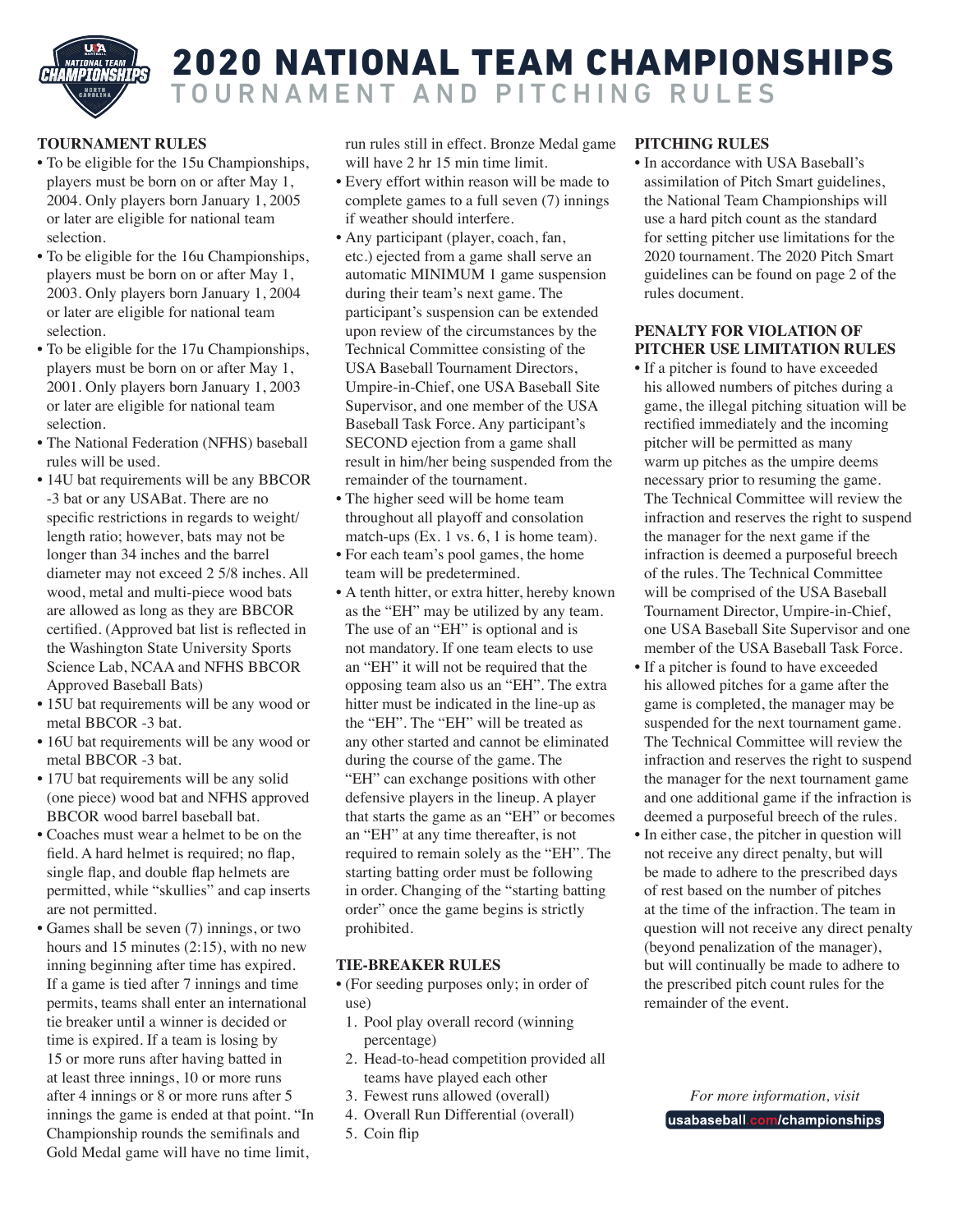# 2020 NATIONAL TEAM CHAMPIONSHIPS

## TOURNAMENT AND PITCHING RULES

### TOURNAMENT RULES

- To be eligible for the 15u Championships, players must be born on or after May 1, 2004. Only players born January 1, 2005 or later are eligible for national team selection.
- To be eligible for the 16u Championships, players must be born on or after May 1, 2003. Only players born January 1, 2004 or later are eligible for national team selection.
- To be eligible for the 17u Championships, players must be born on or after May 1, 2001. Only players born January 1, 2003 or later are eligible for national team selection.
- The National Federation (NFHS) baseball rules will be used.
- 14U bat requirements will be any BBCOR -3 bat or any USABat. There are no specific restrictions in regards to weight/length ratio; however, bats may not be longer than 34 inches and the barrel diameter may not exceed 2 5/8 inches. All wood, metal and multi-piece wood bats are allowed as long as they are BBCOR certified. (Approved bat list is reflected in the Washington State University Sports Science Lab, NCAA and NFHS BBCOR Approved Baseball Bats)
- 15U bat requirements will be any wood or metal BBCOR -3 bat.
- 16U bat requirements will be any wood or metal BBCOR -3 bat.
- 17U bat requirements will be any solid (one piece) wood bat and NFHS approved BBCOR wood barrel baseball bat.
- Coaches must wear a helmet to be on the field. A hard helmet is required; no flap, single flap, and double flap helmets are permitted, while "skullies" and cap inserts are not permitted.
- Games shall be seven (7) innings, or two hours and 15 minutes (2:15), with no new inning beginning after time has expired. If a game is tied after 7 innings and time permits, teams shall enter an international tie breaker until a winner is decided or time is expired. If a team is losing by 15 or more runs after having batted in at least three innings, 10 or more runs after 4 innings or 8 or more runs after 5 innings the game is ended at that point. "In Championship rounds the semifinals and Gold Medal game will have no time limit, run rules still in effect. Bronze Medal game will have 2 hr 15 min time limit.
- Every effort within reason will be made to complete games to a full seven (7) innings if weather should interfere.
- Any participant (player, coach, fan, etc.) ejected from a game shall serve an automatic MINIMUM 1 game suspension during their team's next game. The participant's suspension can be extended upon review of the circumstances by the Technical Committee consisting of the USA Baseball Tournament Directors, Umpire-in-Chief, one USA Baseball Site Supervisor, and one member of the USA Baseball Task Force. Any participant's SECOND ejection from a game shall result in him/her being suspended from the remainder of the tournament.
- The higher seed will be home team throughout all playoff and consolation match-ups (Ex. 1 vs. 6, 1 is home team).
- For each team's pool games, the home team will be predetermined.
- A tenth hitter, or extra hitter, hereby known as the "EH" may be utilized by any team. The use of an "EH" is optional and is not mandatory. If one team elects to use an "EH" it will not be required that the opposing team also us an "EH". The extra hitter must be indicated in the line-up as the "EH". The "EH" will be treated as any other started and cannot be eliminated during the course of the game. The "EH" can exchange positions with other defensive players in the lineup. A player that starts the game as an "EH" or becomes an "EH" at any time thereafter, is not required to remain solely as the "EH". The starting batting order must be following in order. Changing of the "starting batting order" once the game begins is strictly prohibited.

### TIE-BREAKER RULES

- (For seeding purposes only; in order of use)
  1. Pool play overall record (winning percentage)
  2. Head-to-head competition provided all teams have played each other
  3. Fewest runs allowed (overall)
  4. Overall Run Differential (overall)
  5. Coin flip

### PITCHING RULES

- In accordance with USA Baseball's assimilation of Pitch Smart guidelines, the National Team Championships will use a hard pitch count as the standard for setting pitcher use limitations for the 2020 tournament. The 2020 Pitch Smart guidelines can be found on page 2 of the rules document.

### PENALTY FOR VIOLATION OF PITCHER USE LIMITATION RULES

- If a pitcher is found to have exceeded his allowed numbers of pitches during a game, the illegal pitching situation will be rectified immediately and the incoming pitcher will be permitted as many warm up pitches as the umpire deems necessary prior to resuming the game. The Technical Committee will review the infraction and reserves the right to suspend the manager for the next game if the infraction is deemed a purposeful breech of the rules. The Technical Committee will be comprised of the USA Baseball Tournament Director, Umpire-in-Chief, one USA Baseball Site Supervisor and one member of the USA Baseball Task Force.
- If a pitcher is found to have exceeded his allowed pitches for a game after the game is completed, the manager may be suspended for the next tournament game. The Technical Committee will review the infraction and reserves the right to suspend the manager for the next tournament game and one additional game if the infraction is deemed a purposeful breech of the rules.
- In either case, the pitcher in question will not receive any direct penalty, but will be made to adhere to the prescribed days of rest based on the number of pitches at the time of the infraction. The team in question will not receive any direct penalty (beyond penalization of the manager), but will continually be made to adhere to the prescribed pitch count rules for the remainder of the event.

*For more information, visit*

usabaseball.com/championships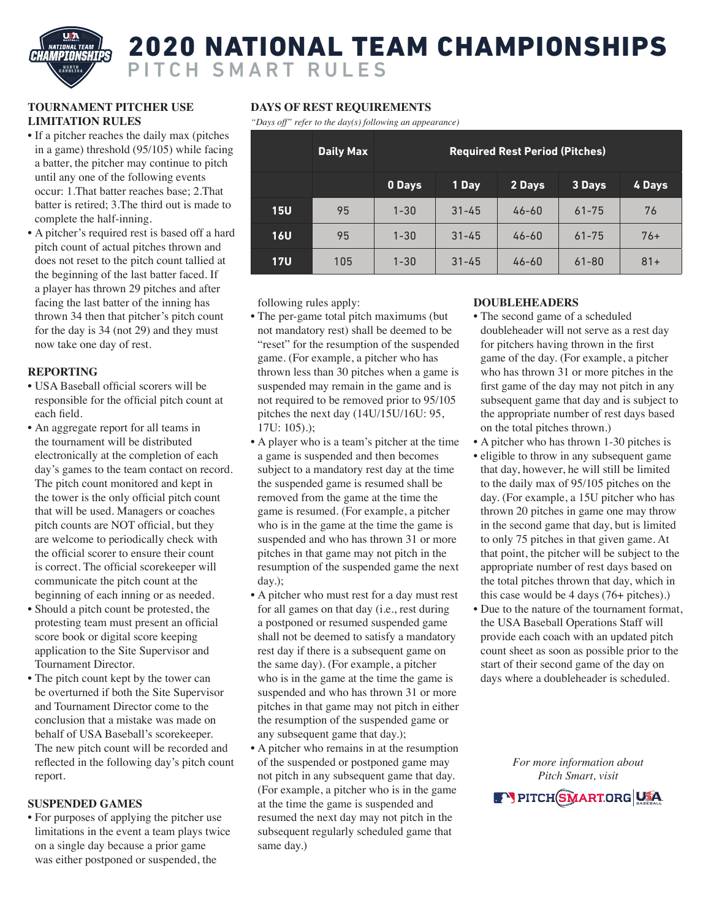# 2020 NATIONAL TEAM CHAMPIONSHIPS

## PITCH SMART RULES

### TOURNAMENT PITCHER USE LIMITATION RULES

- If a pitcher reaches the daily max (pitches in a game) threshold (95/105) while facing a batter, the pitcher may continue to pitch until any one of the following events occur: 1.That batter reaches base; 2.That batter is retired; 3.The third out is made to complete the half-inning.
- A pitcher's required rest is based off a hard pitch count of actual pitches thrown and does not reset to the pitch count tallied at the beginning of the last batter faced. If a player has thrown 29 pitches and after facing the last batter of the inning has thrown 34 then that pitcher's pitch count for the day is 34 (not 29) and they must now take one day of rest.

### REPORTING

- USA Baseball official scorers will be responsible for the official pitch count at each field.
- An aggregate report for all teams in the tournament will be distributed electronically at the completion of each day's games to the team contact on record. The pitch count monitored and kept in the tower is the only official pitch count that will be used. Managers or coaches pitch counts are NOT official, but they are welcome to periodically check with the official scorer to ensure their count is correct. The official scorekeeper will communicate the pitch count at the beginning of each inning or as needed.
- Should a pitch count be protested, the protesting team must present an official score book or digital score keeping application to the Site Supervisor and Tournament Director.
- The pitch count kept by the tower can be overturned if both the Site Supervisor and Tournament Director come to the conclusion that a mistake was made on behalf of USA Baseball's scorekeeper. The new pitch count will be recorded and reflected in the following day's pitch count report.

### SUSPENDED GAMES

- For purposes of applying the pitcher use limitations in the event a team plays twice on a single day because a prior game was either postponed or suspended, the following rules apply:
- The per-game total pitch maximums (but not mandatory rest) shall be deemed to be "reset" for the resumption of the suspended game. (For example, a pitcher who has thrown less than 30 pitches when a game is suspended may remain in the game and is not required to be removed prior to 95/105 pitches the next day (14U/15U/16U: 95, 17U: 105).);
- A player who is a team's pitcher at the time a game is suspended and then becomes subject to a mandatory rest day at the time the suspended game is resumed shall be removed from the game at the time the game is resumed. (For example, a pitcher who is in the game at the time the game is suspended and who has thrown 31 or more pitches in that game may not pitch in the resumption of the suspended game the next day.);
- A pitcher who must rest for a day must rest for all games on that day (i.e., rest during a postponed or resumed suspended game shall not be deemed to satisfy a mandatory rest day if there is a subsequent game on the same day). (For example, a pitcher who is in the game at the time the game is suspended and who has thrown 31 or more pitches in that game may not pitch in either the resumption of the suspended game or any subsequent game that day.);
- A pitcher who remains in at the resumption of the suspended or postponed game may not pitch in any subsequent game that day. (For example, a pitcher who is in the game at the time the game is suspended and resumed the next day may not pitch in the subsequent regularly scheduled game that same day.)

### DAYS OF REST REQUIREMENTS

*"Days off" refer to the day(s) following an appearance)*

| | Daily Max | Required Rest Period (Pitches) | | | | |
|---|---|---|---|---|---|---|
| | | 0 Days | 1 Day | 2 Days | 3 Days | 4 Days |
| 15U | 95 | 1-30 | 31-45 | 46-60 | 61-75 | 76 |
| 16U | 95 | 1-30 | 31-45 | 46-60 | 61-75 | 76+ |
| 17U | 105 | 1-30 | 31-45 | 46-60 | 61-80 | 81+ |

### DOUBLEHEADERS

- The second game of a scheduled doubleheader will not serve as a rest day for pitchers having thrown in the first game of the day. (For example, a pitcher who has thrown 31 or more pitches in the first game of the day may not pitch in any subsequent game that day and is subject to the appropriate number of rest days based on the total pitches thrown.)
- A pitcher who has thrown 1-30 pitches is
- eligible to throw in any subsequent game that day, however, he will still be limited to the daily max of 95/105 pitches on the day. (For example, a 15U pitcher who has thrown 20 pitches in game one may throw in the second game that day, but is limited to only 75 pitches in that given game. At that point, the pitcher will be subject to the appropriate number of rest days based on the total pitches thrown that day, which in this case would be 4 days (76+ pitches).)
- Due to the nature of the tournament format, the USA Baseball Operations Staff will provide each coach with an updated pitch count sheet as soon as possible prior to the start of their second game of the day on days where a doubleheader is scheduled.

*For more information about Pitch Smart, visit*

PITCHSMART.ORG